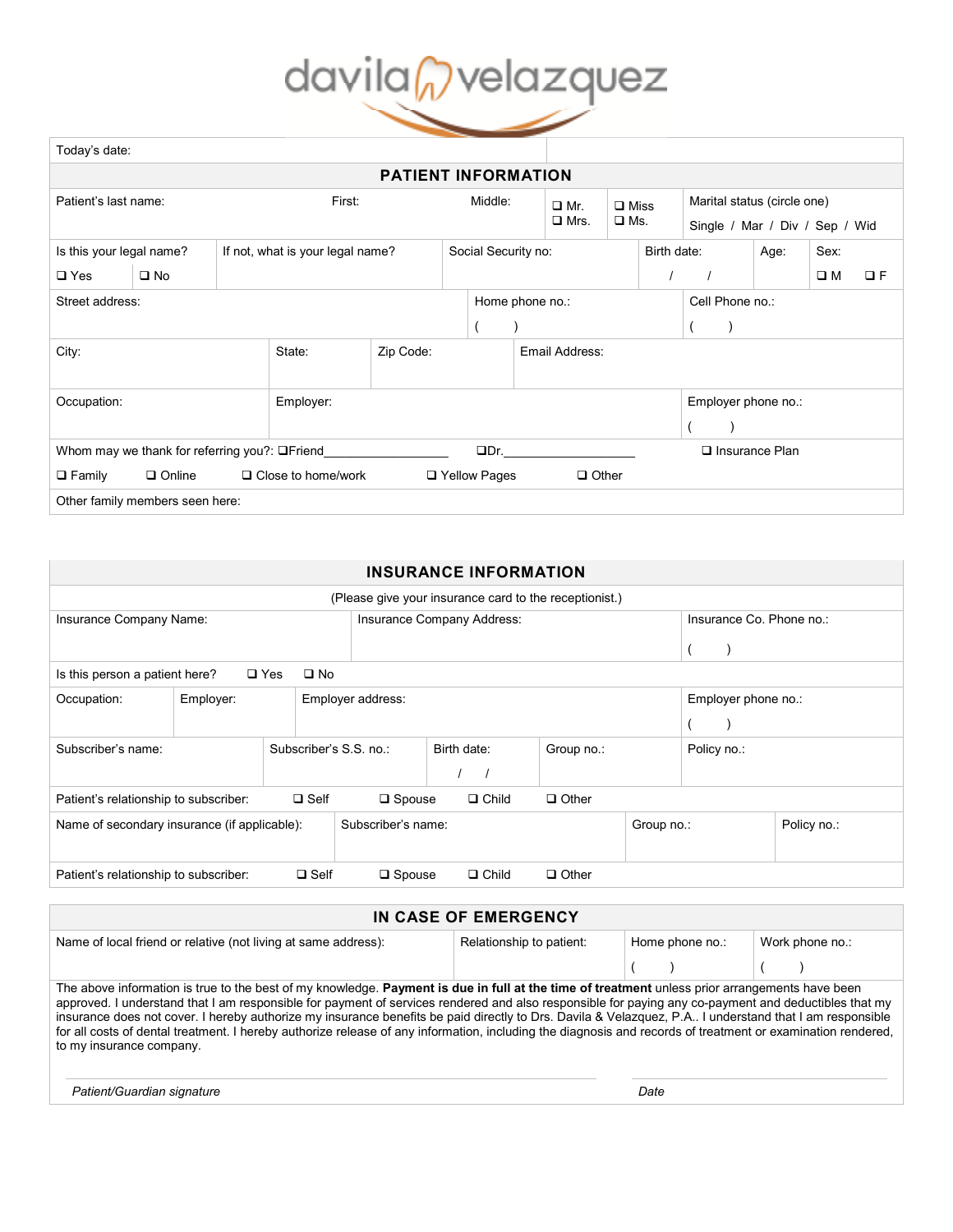davila velazquez

Today's date:

## PATIENT INFORMATION

| Patient's last name: | First: | Middle: | ❑ Mr. ❑ Mrs. | ❑ Miss ❑ Ms. | Marital status (circle one) Single / Mar / Div / Sep / Wid |
|---|---|---|---|---|---|

| Is this your legal name? ❑ Yes ❑ No | If not, what is your legal name? | Social Security no: | Birth date: / / | Age: | Sex: ❑ M ❑ F |
|---|---|---|---|---|---|

| Street address: | Home phone no.: ( ) | Cell Phone no.: ( ) |
|---|---|---|

| City: | State: | Zip Code: | Email Address: |
|---|---|---|---|

| Occupation: | Employer: | Employer phone no.: ( ) |
|---|---|---|

Whom may we thank for referring you?: ❑Friend__________________ ❑Dr.__________________ ❑ Insurance Plan

❑ Family ❑ Online ❑ Close to home/work ❑ Yellow Pages ❑ Other

Other family members seen here:

## INSURANCE INFORMATION

(Please give your insurance card to the receptionist.)

| Insurance Company Name: | Insurance Company Address: | Insurance Co. Phone no.: ( ) |
|---|---|---|

Is this person a patient here? ❑ Yes ❑ No

| Occupation: | Employer: | Employer address: | Employer phone no.: ( ) |
|---|---|---|---|

| Subscriber's name: | Subscriber's S.S. no.: | Birth date: / / | Group no.: | Policy no.: |
|---|---|---|---|---|

Patient's relationship to subscriber: ❑ Self ❑ Spouse ❑ Child ❑ Other

| Name of secondary insurance (if applicable): | Subscriber's name: | Group no.: | Policy no.: |
|---|---|---|---|

Patient's relationship to subscriber: ❑ Self ❑ Spouse ❑ Child ❑ Other

## IN CASE OF EMERGENCY

| Name of local friend or relative (not living at same address): | Relationship to patient: | Home phone no.: ( ) | Work phone no.: ( ) |
|---|---|---|---|

The above information is true to the best of my knowledge. **Payment is due in full at the time of treatment** unless prior arrangements have been approved. I understand that I am responsible for payment of services rendered and also responsible for paying any co-payment and deductibles that my insurance does not cover. I hereby authorize my insurance benefits be paid directly to Drs. Davila & Velazquez, P.A.. I understand that I am responsible for all costs of dental treatment. I hereby authorize release of any information, including the diagnosis and records of treatment or examination rendered, to my insurance company.

*Patient/Guardian signature* *Date*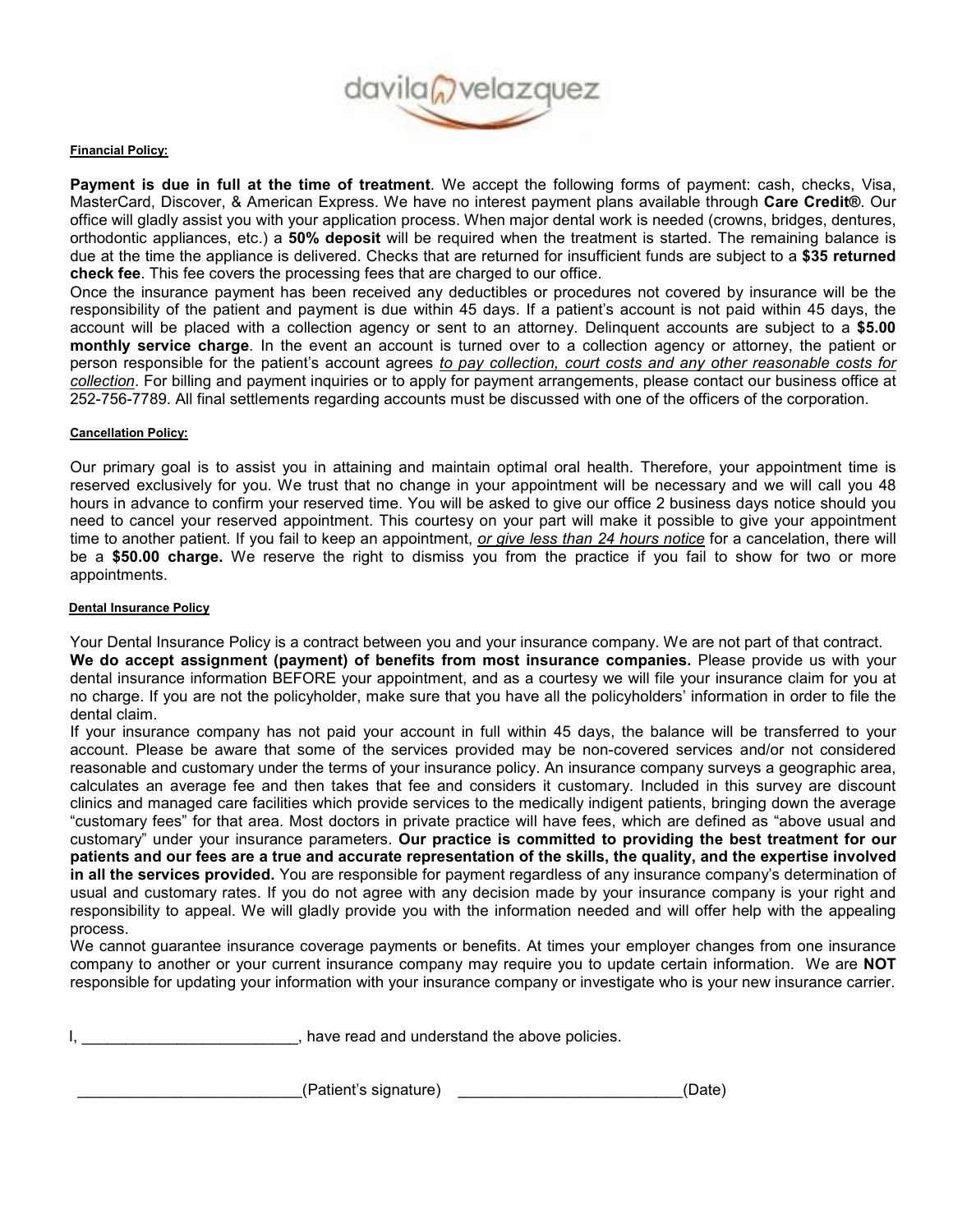davila velazquez

**Financial Policy:**

**Payment is due in full at the time of treatment**. We accept the following forms of payment: cash, checks, Visa, MasterCard, Discover, & American Express. We have no interest payment plans available through **Care Credit®**. Our office will gladly assist you with your application process. When major dental work is needed (crowns, bridges, dentures, orthodontic appliances, etc.) a **50% deposit** will be required when the treatment is started. The remaining balance is due at the time the appliance is delivered. Checks that are returned for insufficient funds are subject to a **$35 returned check fee**. This fee covers the processing fees that are charged to our office.

Once the insurance payment has been received any deductibles or procedures not covered by insurance will be the responsibility of the patient and payment is due within 45 days. If a patient's account is not paid within 45 days, the account will be placed with a collection agency or sent to an attorney. Delinquent accounts are subject to a **$5.00 monthly service charge**. In the event an account is turned over to a collection agency or attorney, the patient or person responsible for the patient's account agrees *to pay collection, court costs and any other reasonable costs for collection*. For billing and payment inquiries or to apply for payment arrangements, please contact our business office at 252-756-7789. All final settlements regarding accounts must be discussed with one of the officers of the corporation.

**Cancellation Policy:**

Our primary goal is to assist you in attaining and maintain optimal oral health. Therefore, your appointment time is reserved exclusively for you. We trust that no change in your appointment will be necessary and we will call you 48 hours in advance to confirm your reserved time. You will be asked to give our office 2 business days notice should you need to cancel your reserved appointment. This courtesy on your part will make it possible to give your appointment time to another patient. If you fail to keep an appointment, *or give less than 24 hours notice* for a cancelation, there will be a **$50.00 charge.** We reserve the right to dismiss you from the practice if you fail to show for two or more appointments.

**Dental Insurance Policy**

Your Dental Insurance Policy is a contract between you and your insurance company. We are not part of that contract.
**We do accept assignment (payment) of benefits from most insurance companies.** Please provide us with your dental insurance information BEFORE your appointment, and as a courtesy we will file your insurance claim for you at no charge. If you are not the policyholder, make sure that you have all the policyholders' information in order to file the dental claim.

If your insurance company has not paid your account in full within 45 days, the balance will be transferred to your account. Please be aware that some of the services provided may be non-covered services and/or not considered reasonable and customary under the terms of your insurance policy. An insurance company surveys a geographic area, calculates an average fee and then takes that fee and considers it customary. Included in this survey are discount clinics and managed care facilities which provide services to the medically indigent patients, bringing down the average "customary fees" for that area. Most doctors in private practice will have fees, which are defined as "above usual and customary" under your insurance parameters. **Our practice is committed to providing the best treatment for our patients and our fees are a true and accurate representation of the skills, the quality, and the expertise involved in all the services provided.** You are responsible for payment regardless of any insurance company's determination of usual and customary rates. If you do not agree with any decision made by your insurance company is your right and responsibility to appeal. We will gladly provide you with the information needed and will offer help with the appealing process.

We cannot guarantee insurance coverage payments or benefits. At times your employer changes from one insurance company to another or your current insurance company may require you to update certain information. We are **NOT** responsible for updating your information with your insurance company or investigate who is your new insurance carrier.

I, ________________________, have read and understand the above policies.

_________________________(Patient's signature) _________________________(Date)